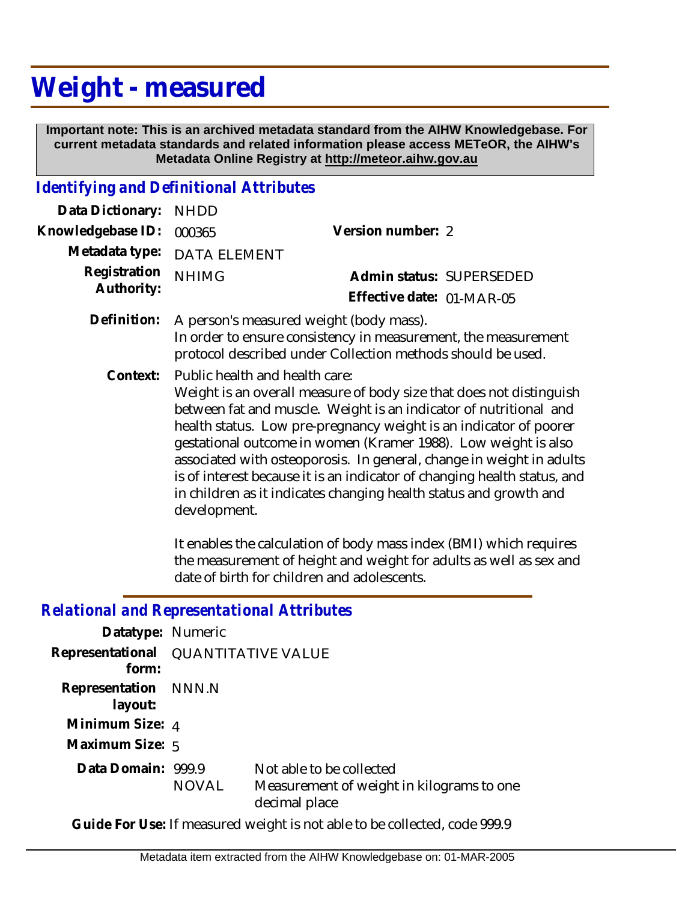# Weight - measured

**Important note: This is an archived metadata standard from the AIHW Knowledgebase. For current metadata standards and related information please access METeOR, the AIHW's Metadata Online Registry at http://meteor.aihw.gov.au**

## *Identifying and Definitional Attributes*

**Data Dictionary:** NHDD

**Knowledgebase ID:** 000365

**Version number:** 2

**Metadata type:** DATA ELEMENT

**Registration Authority:** NHIMG

**Admin status:** SUPERSEDED

**Effective date:** 01-MAR-05

**Definition:** A person's measured weight (body mass).
In order to ensure consistency in measurement, the measurement protocol described under Collection methods should be used.

**Context:** Public health and health care:
Weight is an overall measure of body size that does not distinguish between fat and muscle. Weight is an indicator of nutritional and health status. Low pre-pregnancy weight is an indicator of poorer gestational outcome in women (Kramer 1988). Low weight is also associated with osteoporosis. In general, change in weight in adults is of interest because it is an indicator of changing health status, and in children as it indicates changing health status and growth and development.

It enables the calculation of body mass index (BMI) which requires the measurement of height and weight for adults as well as sex and date of birth for children and adolescents.

## *Relational and Representational Attributes*

**Datatype:** Numeric

**Representational form:** QUANTITATIVE VALUE

**Representation layout:** NNN.N

**Minimum Size:** 4

**Maximum Size:** 5

**Data Domain:**

| | |
|---|---|
| 999.9 | Not able to be collected |
| NOVAL | Measurement of weight in kilograms to one decimal place |

**Guide For Use:** If measured weight is not able to be collected, code 999.9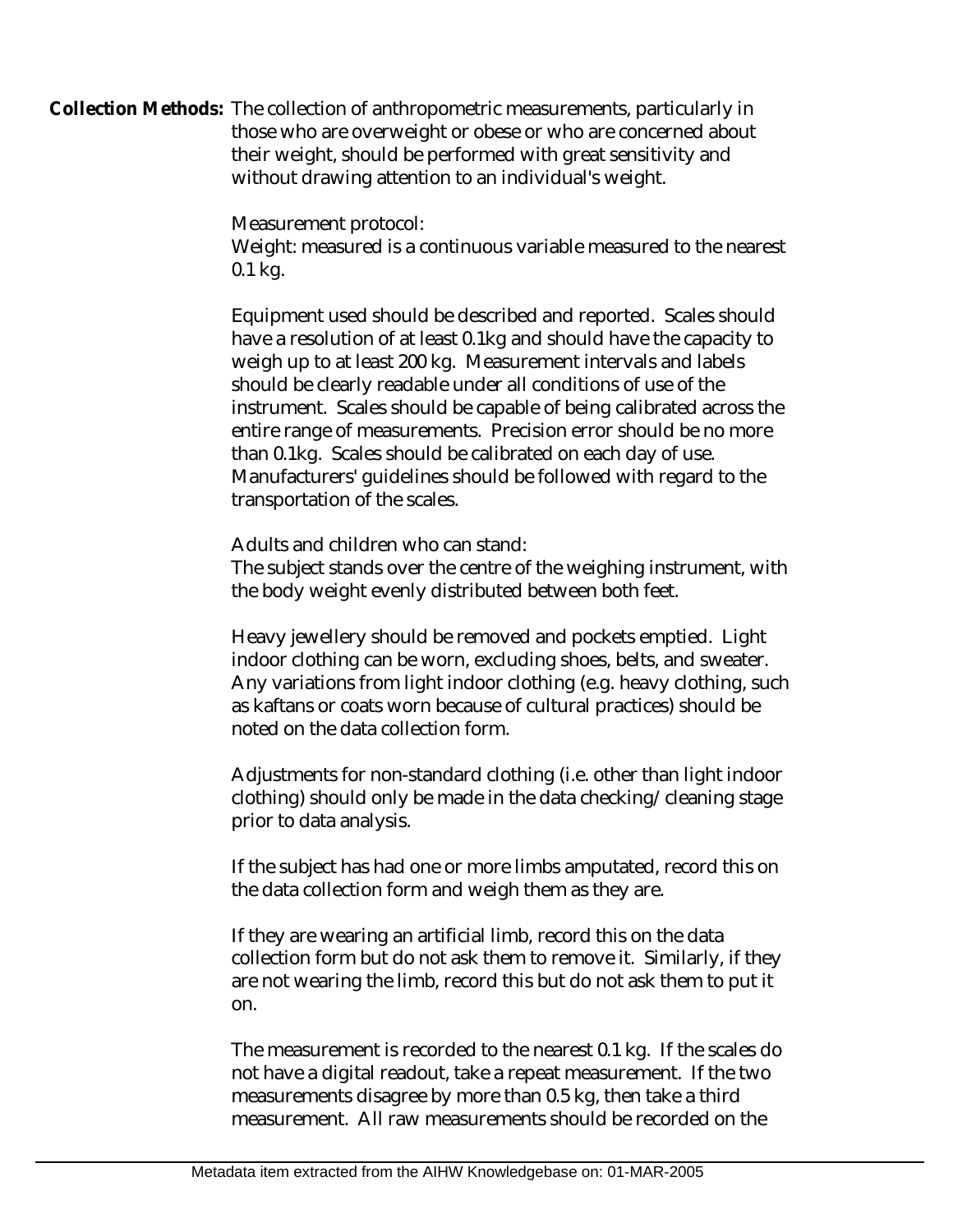**Collection Methods:** The collection of anthropometric measurements, particularly in those who are overweight or obese or who are concerned about their weight, should be performed with great sensitivity and without drawing attention to an individual's weight.

Measurement protocol:
Weight: measured is a continuous variable measured to the nearest 0.1 kg.

Equipment used should be described and reported. Scales should have a resolution of at least 0.1kg and should have the capacity to weigh up to at least 200 kg. Measurement intervals and labels should be clearly readable under all conditions of use of the instrument. Scales should be capable of being calibrated across the entire range of measurements. Precision error should be no more than 0.1kg. Scales should be calibrated on each day of use. Manufacturers' guidelines should be followed with regard to the transportation of the scales.

Adults and children who can stand:
The subject stands over the centre of the weighing instrument, with the body weight evenly distributed between both feet.

Heavy jewellery should be removed and pockets emptied. Light indoor clothing can be worn, excluding shoes, belts, and sweater. Any variations from light indoor clothing (e.g. heavy clothing, such as kaftans or coats worn because of cultural practices) should be noted on the data collection form.

Adjustments for non-standard clothing (i.e. other than light indoor clothing) should only be made in the data checking/cleaning stage prior to data analysis.

If the subject has had one or more limbs amputated, record this on the data collection form and weigh them as they are.

If they are wearing an artificial limb, record this on the data collection form but do not ask them to remove it. Similarly, if they are not wearing the limb, record this but do not ask them to put it on.

The measurement is recorded to the nearest 0.1 kg. If the scales do not have a digital readout, take a repeat measurement. If the two measurements disagree by more than 0.5 kg, then take a third measurement. All raw measurements should be recorded on the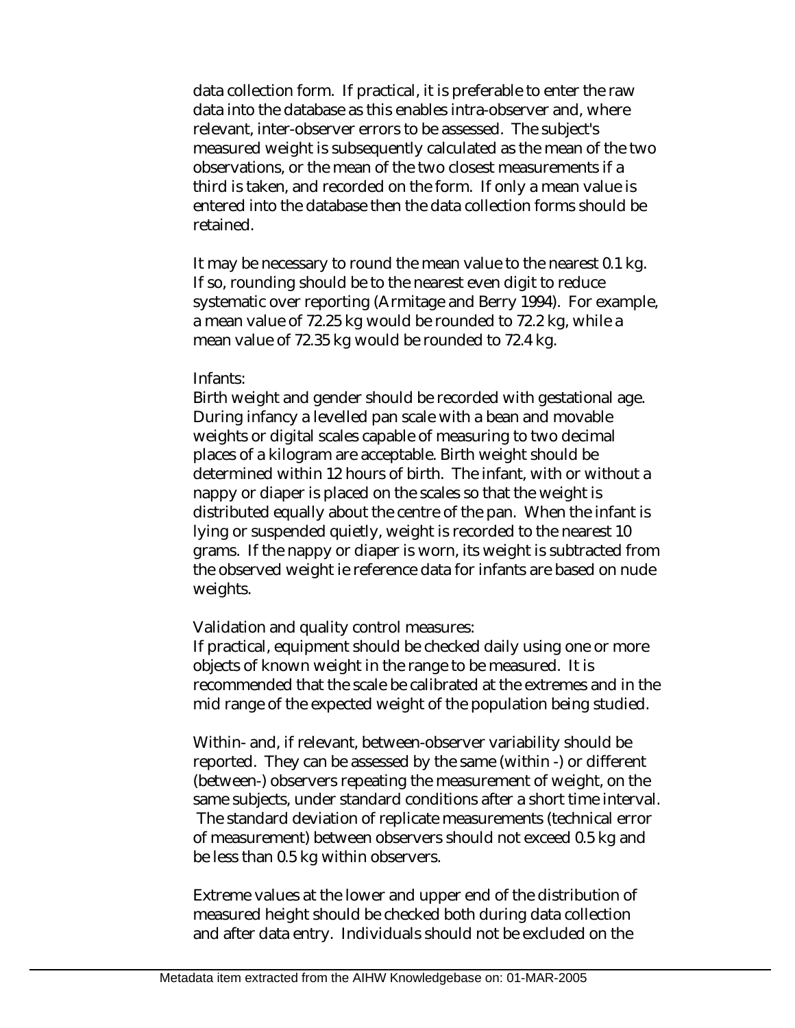data collection form. If practical, it is preferable to enter the raw data into the database as this enables intra-observer and, where relevant, inter-observer errors to be assessed. The subject's measured weight is subsequently calculated as the mean of the two observations, or the mean of the two closest measurements if a third is taken, and recorded on the form. If only a mean value is entered into the database then the data collection forms should be retained.

It may be necessary to round the mean value to the nearest 0.1 kg. If so, rounding should be to the nearest even digit to reduce systematic over reporting (Armitage and Berry 1994). For example, a mean value of 72.25 kg would be rounded to 72.2 kg, while a mean value of 72.35 kg would be rounded to 72.4 kg.

Infants:
Birth weight and gender should be recorded with gestational age. During infancy a levelled pan scale with a bean and movable weights or digital scales capable of measuring to two decimal places of a kilogram are acceptable. Birth weight should be determined within 12 hours of birth. The infant, with or without a nappy or diaper is placed on the scales so that the weight is distributed equally about the centre of the pan. When the infant is lying or suspended quietly, weight is recorded to the nearest 10 grams. If the nappy or diaper is worn, its weight is subtracted from the observed weight ie reference data for infants are based on nude weights.

Validation and quality control measures:
If practical, equipment should be checked daily using one or more objects of known weight in the range to be measured. It is recommended that the scale be calibrated at the extremes and in the mid range of the expected weight of the population being studied.

Within- and, if relevant, between-observer variability should be reported. They can be assessed by the same (within -) or different (between-) observers repeating the measurement of weight, on the same subjects, under standard conditions after a short time interval. The standard deviation of replicate measurements (technical error of measurement) between observers should not exceed 0.5 kg and be less than 0.5 kg within observers.

Extreme values at the lower and upper end of the distribution of measured height should be checked both during data collection and after data entry. Individuals should not be excluded on the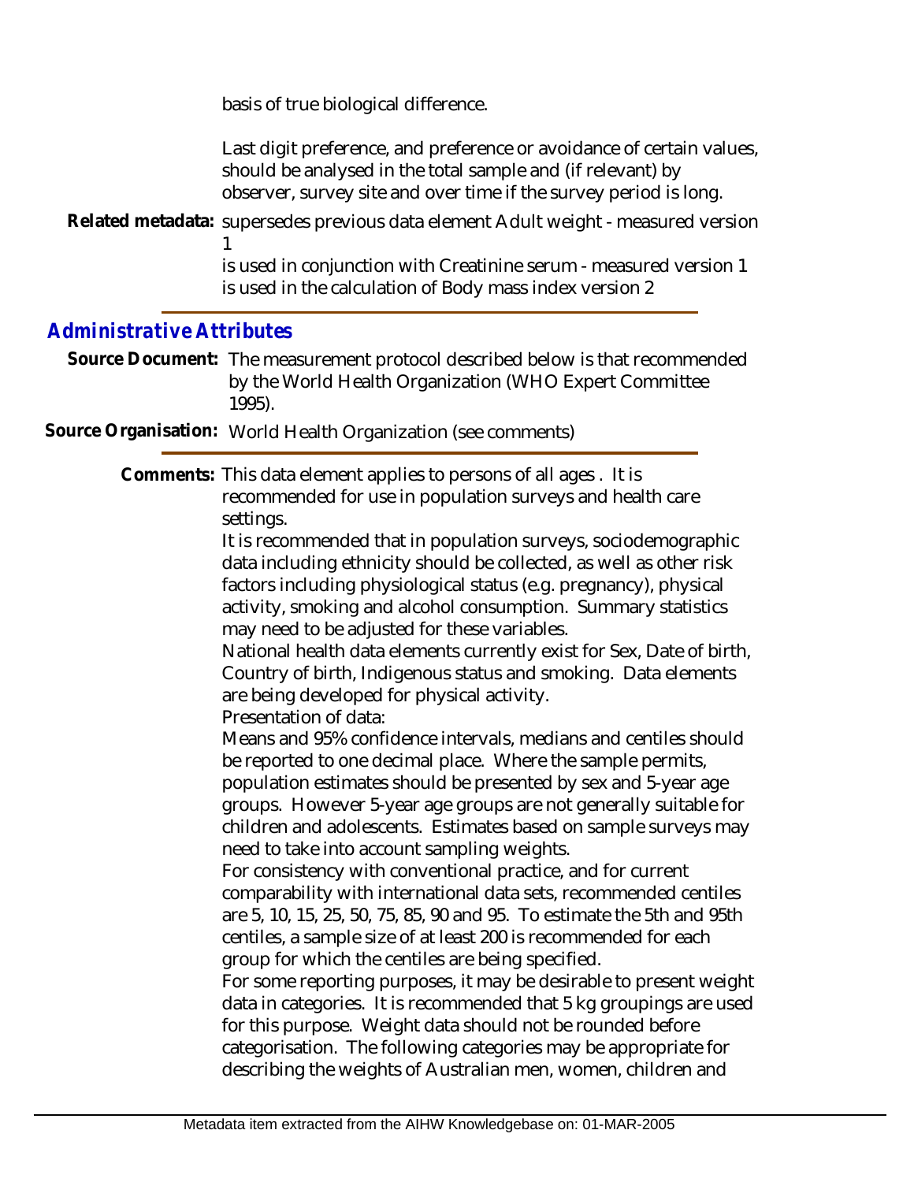basis of true biological difference.

Last digit preference, and preference or avoidance of certain values, should be analysed in the total sample and (if relevant) by observer, survey site and over time if the survey period is long.

**Related metadata:** supersedes previous data element Adult weight - measured version 1

is used in conjunction with Creatinine serum - measured version 1

is used in the calculation of Body mass index version 2

## *Administrative Attributes*

**Source Document:** The measurement protocol described below is that recommended by the World Health Organization (WHO Expert Committee 1995).

**Source Organisation:** World Health Organization (see comments)

**Comments:** This data element applies to persons of all ages . It is recommended for use in population surveys and health care settings.

It is recommended that in population surveys, sociodemographic data including ethnicity should be collected, as well as other risk factors including physiological status (e.g. pregnancy), physical activity, smoking and alcohol consumption. Summary statistics may need to be adjusted for these variables.

National health data elements currently exist for Sex, Date of birth, Country of birth, Indigenous status and smoking. Data elements are being developed for physical activity.

Presentation of data:

Means and 95% confidence intervals, medians and centiles should be reported to one decimal place. Where the sample permits, population estimates should be presented by sex and 5-year age groups. However 5-year age groups are not generally suitable for children and adolescents. Estimates based on sample surveys may need to take into account sampling weights.

For consistency with conventional practice, and for current comparability with international data sets, recommended centiles are 5, 10, 15, 25, 50, 75, 85, 90 and 95. To estimate the 5th and 95th centiles, a sample size of at least 200 is recommended for each group for which the centiles are being specified.

For some reporting purposes, it may be desirable to present weight data in categories. It is recommended that 5 kg groupings are used for this purpose. Weight data should not be rounded before categorisation. The following categories may be appropriate for describing the weights of Australian men, women, children and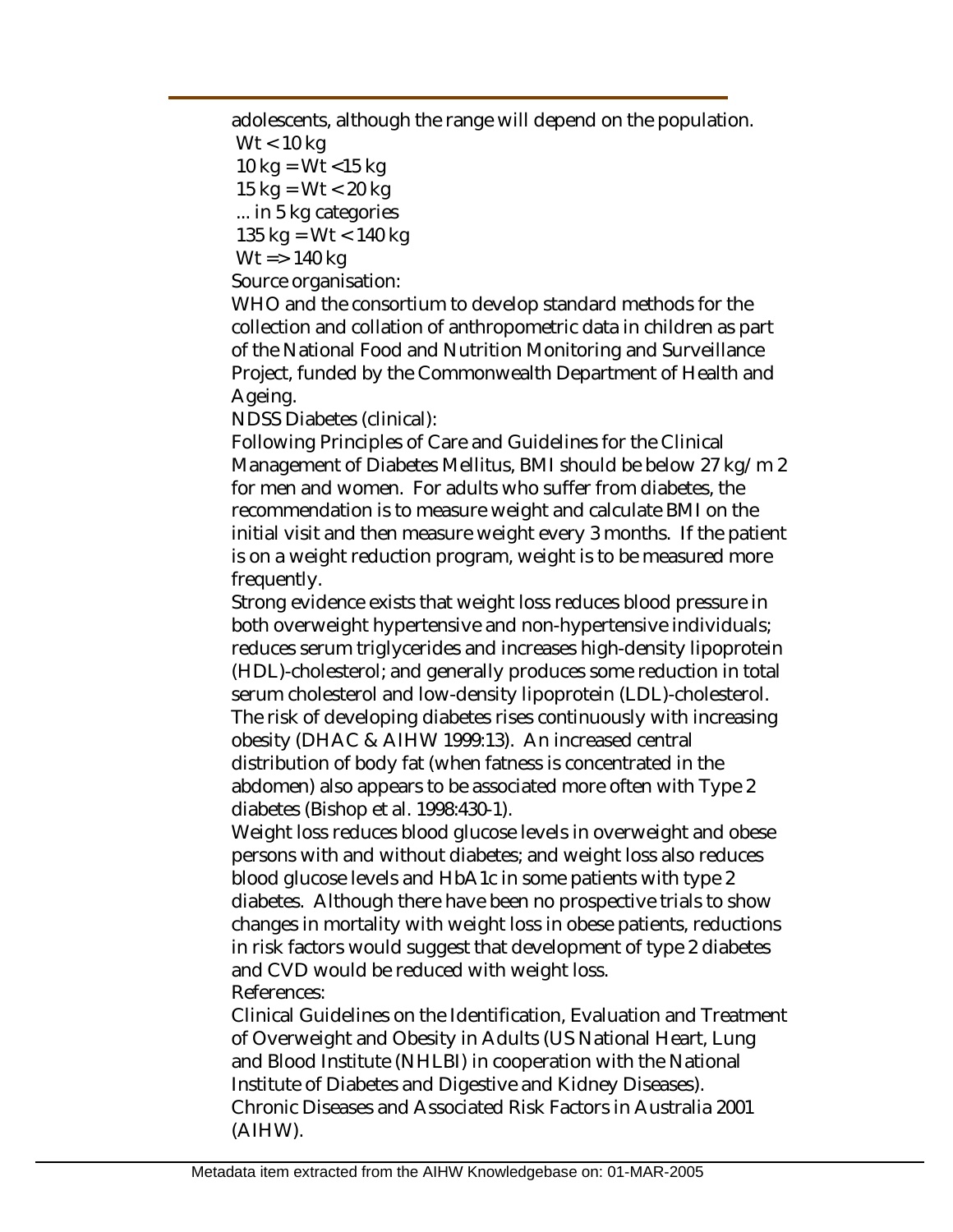adolescents, although the range will depend on the population.

Wt < 10 kg
10 kg = Wt <15 kg
15 kg = Wt < 20 kg
... in 5 kg categories
135 kg = Wt < 140 kg
Wt => 140 kg

Source organisation:

WHO and the consortium to develop standard methods for the collection and collation of anthropometric data in children as part of the National Food and Nutrition Monitoring and Surveillance Project, funded by the Commonwealth Department of Health and Ageing.

NDSS Diabetes (clinical):

Following Principles of Care and Guidelines for the Clinical Management of Diabetes Mellitus, BMI should be below 27 kg/m 2 for men and women. For adults who suffer from diabetes, the recommendation is to measure weight and calculate BMI on the initial visit and then measure weight every 3 months. If the patient is on a weight reduction program, weight is to be measured more frequently.

Strong evidence exists that weight loss reduces blood pressure in both overweight hypertensive and non-hypertensive individuals; reduces serum triglycerides and increases high-density lipoprotein (HDL)-cholesterol; and generally produces some reduction in total serum cholesterol and low-density lipoprotein (LDL)-cholesterol. The risk of developing diabetes rises continuously with increasing obesity (DHAC & AIHW 1999:13). An increased central distribution of body fat (when fatness is concentrated in the abdomen) also appears to be associated more often with Type 2 diabetes (Bishop et al. 1998:430-1).

Weight loss reduces blood glucose levels in overweight and obese persons with and without diabetes; and weight loss also reduces blood glucose levels and HbA1c in some patients with type 2 diabetes. Although there have been no prospective trials to show changes in mortality with weight loss in obese patients, reductions in risk factors would suggest that development of type 2 diabetes and CVD would be reduced with weight loss.

References:

Clinical Guidelines on the Identification, Evaluation and Treatment of Overweight and Obesity in Adults (US National Heart, Lung and Blood Institute (NHLBI) in cooperation with the National Institute of Diabetes and Digestive and Kidney Diseases).

Chronic Diseases and Associated Risk Factors in Australia 2001 (AIHW).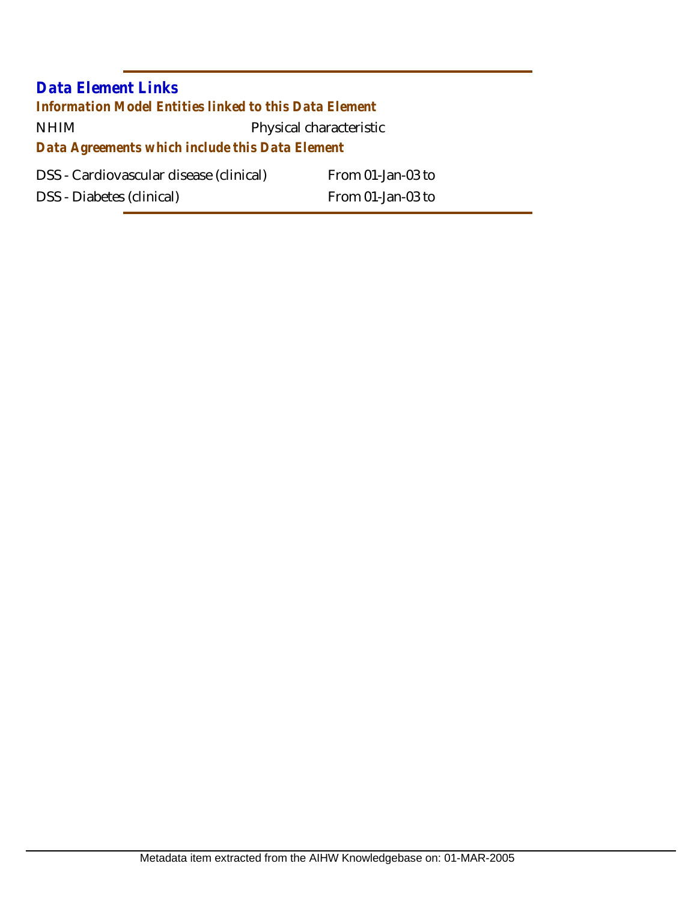## Data Element Links

### *Information Model Entities linked to this Data Element*

| | |
|---|---|
| NHIM | Physical characteristic |

### *Data Agreements which include this Data Element*

| | |
|---|---|
| DSS - Cardiovascular disease (clinical) | From 01-Jan-03 to |
| DSS - Diabetes (clinical) | From 01-Jan-03 to |

Metadata item extracted from the AIHW Knowledgebase on: 01-MAR-2005